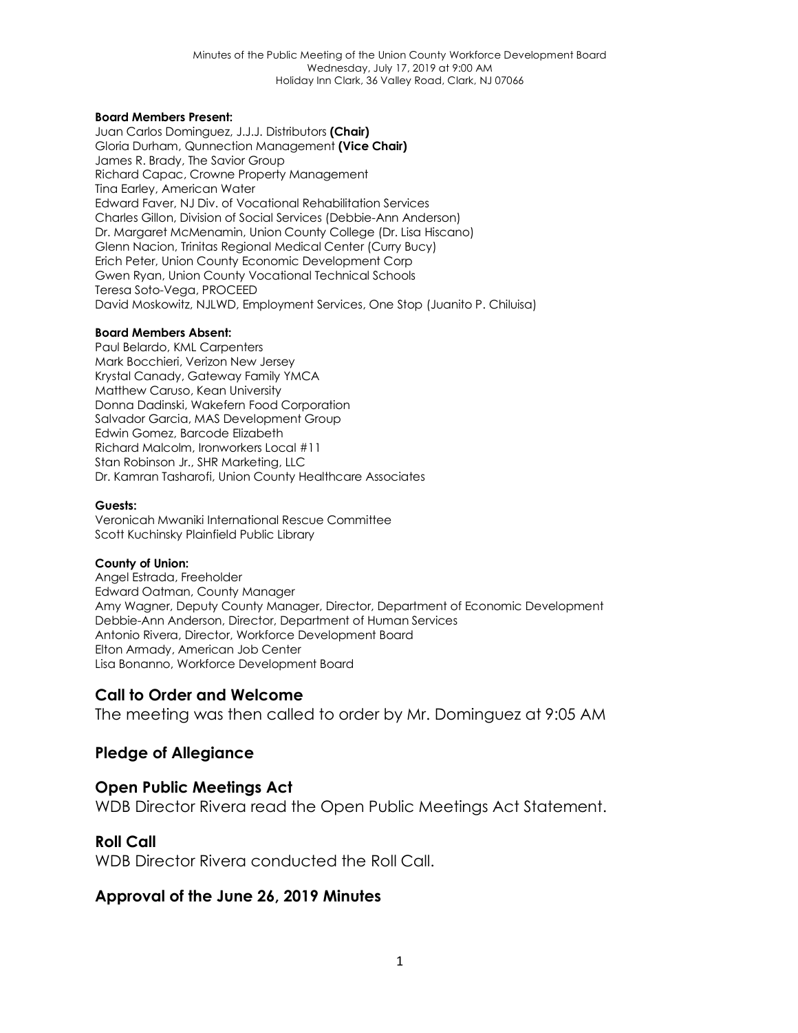Minutes of the Public Meeting of the Union County Workforce Development Board
Wednesday, July 17, 2019 at 9:00 AM
Holiday Inn Clark, 36 Valley Road, Clark, NJ 07066

**Board Members Present:**
Juan Carlos Dominguez, J.J.J. Distributors **(Chair)**
Gloria Durham, Qunnection Management **(Vice Chair)**
James R. Brady, The Savior Group
Richard Capac, Crowne Property Management
Tina Earley, American Water
Edward Faver, NJ Div. of Vocational Rehabilitation Services
Charles Gillon, Division of Social Services (Debbie-Ann Anderson)
Dr. Margaret McMenamin, Union County College (Dr. Lisa Hiscano)
Glenn Nacion, Trinitas Regional Medical Center (Curry Bucy)
Erich Peter, Union County Economic Development Corp
Gwen Ryan, Union County Vocational Technical Schools
Teresa Soto-Vega, PROCEED
David Moskowitz, NJLWD, Employment Services, One Stop (Juanito P. Chiluisa)

**Board Members Absent:**
Paul Belardo, KML Carpenters
Mark Bocchieri, Verizon New Jersey
Krystal Canady, Gateway Family YMCA
Matthew Caruso, Kean University
Donna Dadinski, Wakefern Food Corporation
Salvador Garcia, MAS Development Group
Edwin Gomez, Barcode Elizabeth
Richard Malcolm, Ironworkers Local #11
Stan Robinson Jr., SHR Marketing, LLC
Dr. Kamran Tasharofi, Union County Healthcare Associates

**Guests:**
Veronicah Mwaniki International Rescue Committee
Scott Kuchinsky Plainfield Public Library

**County of Union:**
Angel Estrada, Freeholder
Edward Oatman, County Manager
Amy Wagner, Deputy County Manager, Director, Department of Economic Development
Debbie-Ann Anderson, Director, Department of Human Services
Antonio Rivera, Director, Workforce Development Board
Elton Armady, American Job Center
Lisa Bonanno, Workforce Development Board

## Call to Order and Welcome

The meeting was then called to order by Mr. Dominguez at 9:05 AM

## Pledge of Allegiance

## Open Public Meetings Act

WDB Director Rivera read the Open Public Meetings Act Statement.

## Roll Call

WDB Director Rivera conducted the Roll Call.

## Approval of the June 26, 2019 Minutes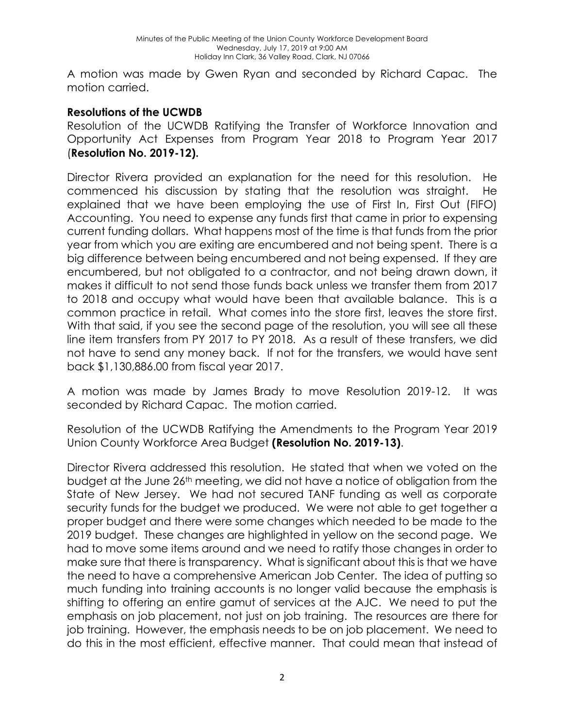A motion was made by Gwen Ryan and seconded by Richard Capac. The motion carried.

**Resolutions of the UCWDB**

Resolution of the UCWDB Ratifying the Transfer of Workforce Innovation and Opportunity Act Expenses from Program Year 2018 to Program Year 2017 (**Resolution No. 2019-12).**

Director Rivera provided an explanation for the need for this resolution. He commenced his discussion by stating that the resolution was straight. He explained that we have been employing the use of First In, First Out (FIFO) Accounting. You need to expense any funds first that came in prior to expensing current funding dollars. What happens most of the time is that funds from the prior year from which you are exiting are encumbered and not being spent. There is a big difference between being encumbered and not being expensed. If they are encumbered, but not obligated to a contractor, and not being drawn down, it makes it difficult to not send those funds back unless we transfer them from 2017 to 2018 and occupy what would have been that available balance. This is a common practice in retail. What comes into the store first, leaves the store first. With that said, if you see the second page of the resolution, you will see all these line item transfers from PY 2017 to PY 2018. As a result of these transfers, we did not have to send any money back. If not for the transfers, we would have sent back $1,130,886.00 from fiscal year 2017.

A motion was made by James Brady to move Resolution 2019-12. It was seconded by Richard Capac. The motion carried.

Resolution of the UCWDB Ratifying the Amendments to the Program Year 2019 Union County Workforce Area Budget **(Resolution No. 2019-13)**.

Director Rivera addressed this resolution. He stated that when we voted on the budget at the June 26th meeting, we did not have a notice of obligation from the State of New Jersey. We had not secured TANF funding as well as corporate security funds for the budget we produced. We were not able to get together a proper budget and there were some changes which needed to be made to the 2019 budget. These changes are highlighted in yellow on the second page. We had to move some items around and we need to ratify those changes in order to make sure that there is transparency. What is significant about this is that we have the need to have a comprehensive American Job Center. The idea of putting so much funding into training accounts is no longer valid because the emphasis is shifting to offering an entire gamut of services at the AJC. We need to put the emphasis on job placement, not just on job training. The resources are there for job training. However, the emphasis needs to be on job placement. We need to do this in the most efficient, effective manner. That could mean that instead of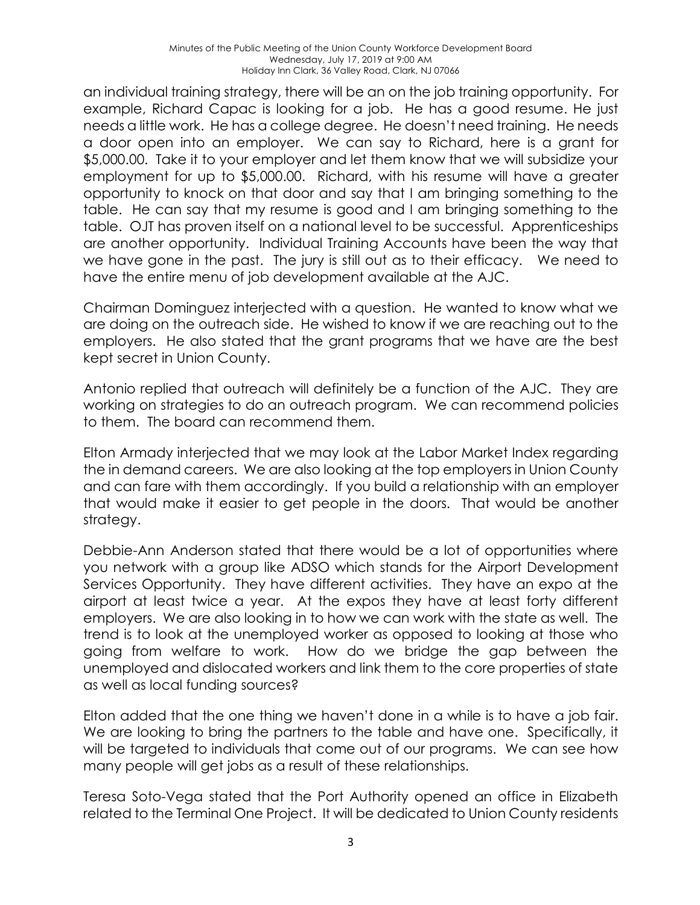an individual training strategy, there will be an on the job training opportunity. For example, Richard Capac is looking for a job. He has a good resume. He just needs a little work. He has a college degree. He doesn't need training. He needs a door open into an employer. We can say to Richard, here is a grant for $5,000.00. Take it to your employer and let them know that we will subsidize your employment for up to $5,000.00. Richard, with his resume will have a greater opportunity to knock on that door and say that I am bringing something to the table. He can say that my resume is good and I am bringing something to the table. OJT has proven itself on a national level to be successful. Apprenticeships are another opportunity. Individual Training Accounts have been the way that we have gone in the past. The jury is still out as to their efficacy. We need to have the entire menu of job development available at the AJC.

Chairman Dominguez interjected with a question. He wanted to know what we are doing on the outreach side. He wished to know if we are reaching out to the employers. He also stated that the grant programs that we have are the best kept secret in Union County.

Antonio replied that outreach will definitely be a function of the AJC. They are working on strategies to do an outreach program. We can recommend policies to them. The board can recommend them.

Elton Armady interjected that we may look at the Labor Market Index regarding the in demand careers. We are also looking at the top employers in Union County and can fare with them accordingly. If you build a relationship with an employer that would make it easier to get people in the doors. That would be another strategy.

Debbie-Ann Anderson stated that there would be a lot of opportunities where you network with a group like ADSO which stands for the Airport Development Services Opportunity. They have different activities. They have an expo at the airport at least twice a year. At the expos they have at least forty different employers. We are also looking in to how we can work with the state as well. The trend is to look at the unemployed worker as opposed to looking at those who going from welfare to work. How do we bridge the gap between the unemployed and dislocated workers and link them to the core properties of state as well as local funding sources?

Elton added that the one thing we haven't done in a while is to have a job fair. We are looking to bring the partners to the table and have one. Specifically, it will be targeted to individuals that come out of our programs. We can see how many people will get jobs as a result of these relationships.

Teresa Soto-Vega stated that the Port Authority opened an office in Elizabeth related to the Terminal One Project. It will be dedicated to Union County residents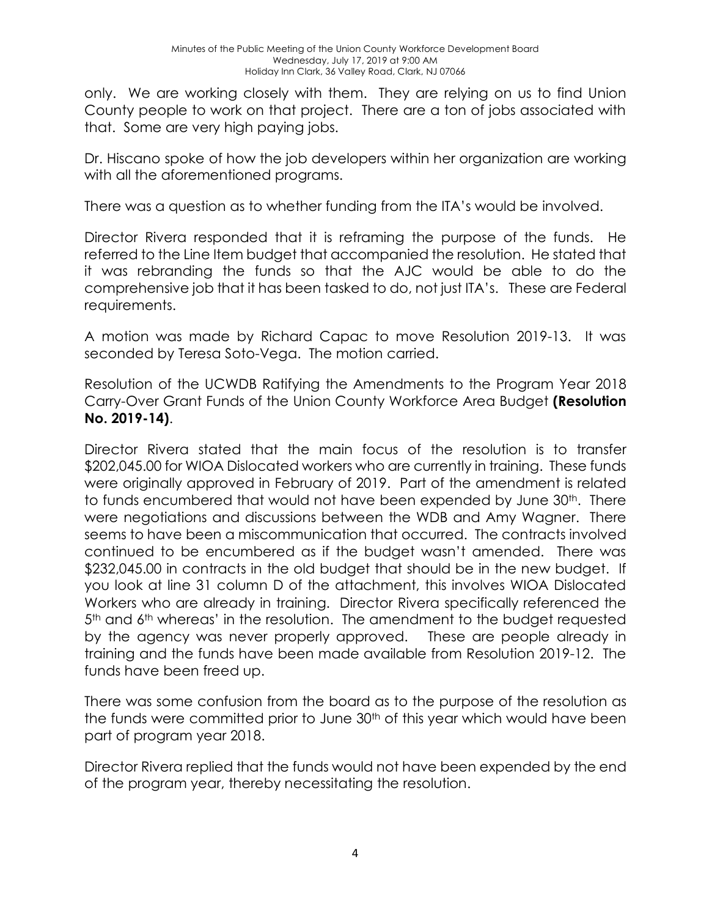only. We are working closely with them. They are relying on us to find Union County people to work on that project. There are a ton of jobs associated with that. Some are very high paying jobs.

Dr. Hiscano spoke of how the job developers within her organization are working with all the aforementioned programs.

There was a question as to whether funding from the ITA's would be involved.

Director Rivera responded that it is reframing the purpose of the funds. He referred to the Line Item budget that accompanied the resolution. He stated that it was rebranding the funds so that the AJC would be able to do the comprehensive job that it has been tasked to do, not just ITA's. These are Federal requirements.

A motion was made by Richard Capac to move Resolution 2019-13. It was seconded by Teresa Soto-Vega. The motion carried.

Resolution of the UCWDB Ratifying the Amendments to the Program Year 2018 Carry-Over Grant Funds of the Union County Workforce Area Budget **(Resolution No. 2019-14)**.

Director Rivera stated that the main focus of the resolution is to transfer $202,045.00 for WIOA Dislocated workers who are currently in training. These funds were originally approved in February of 2019. Part of the amendment is related to funds encumbered that would not have been expended by June 30th. There were negotiations and discussions between the WDB and Amy Wagner. There seems to have been a miscommunication that occurred. The contracts involved continued to be encumbered as if the budget wasn't amended. There was $232,045.00 in contracts in the old budget that should be in the new budget. If you look at line 31 column D of the attachment, this involves WIOA Dislocated Workers who are already in training. Director Rivera specifically referenced the 5th and 6th whereas' in the resolution. The amendment to the budget requested by the agency was never properly approved. These are people already in training and the funds have been made available from Resolution 2019-12. The funds have been freed up.

There was some confusion from the board as to the purpose of the resolution as the funds were committed prior to June 30th of this year which would have been part of program year 2018.

Director Rivera replied that the funds would not have been expended by the end of the program year, thereby necessitating the resolution.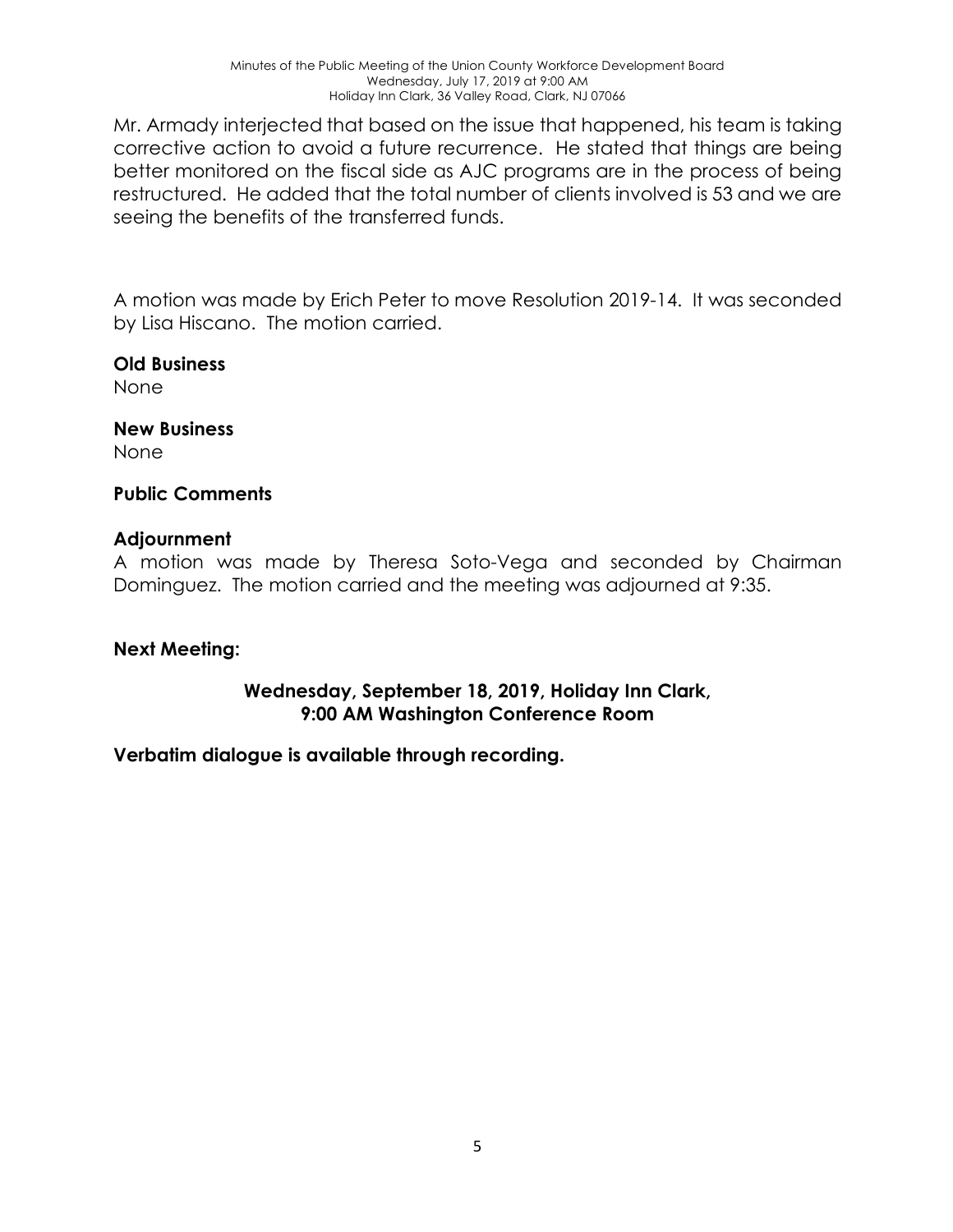Mr. Armady interjected that based on the issue that happened, his team is taking corrective action to avoid a future recurrence. He stated that things are being better monitored on the fiscal side as AJC programs are in the process of being restructured. He added that the total number of clients involved is 53 and we are seeing the benefits of the transferred funds.

A motion was made by Erich Peter to move Resolution 2019-14. It was seconded by Lisa Hiscano. The motion carried.

**Old Business**
None

**New Business**
None

**Public Comments**

**Adjournment**
A motion was made by Theresa Soto-Vega and seconded by Chairman Dominguez. The motion carried and the meeting was adjourned at 9:35.

**Next Meeting:**

**Wednesday, September 18, 2019, Holiday Inn Clark, 9:00 AM Washington Conference Room**

**Verbatim dialogue is available through recording.**